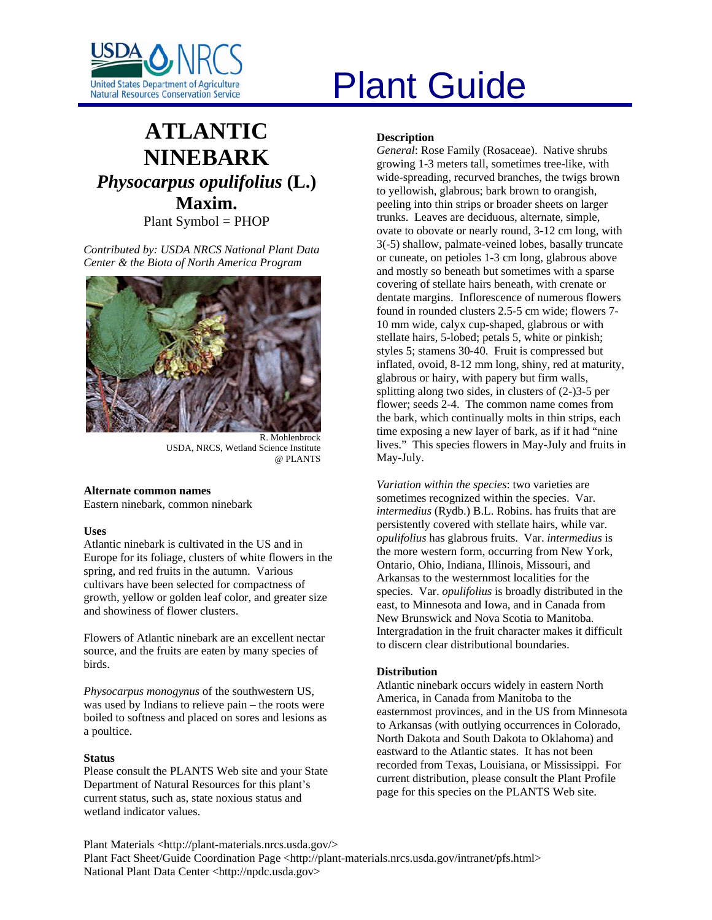# Plant Guide

# ATLANTIC NINEBARK

## *Physocarpus opulifolius* (L.) Maxim.

Plant Symbol = PHOP

*Contributed by: USDA NRCS National Plant Data Center & the Biota of North America Program*

R. Mohlenbrock
USDA, NRCS, Wetland Science Institute
@ PLANTS

### Alternate common names

Eastern ninebark, common ninebark

### Uses

Atlantic ninebark is cultivated in the US and in Europe for its foliage, clusters of white flowers in the spring, and red fruits in the autumn. Various cultivars have been selected for compactness of growth, yellow or golden leaf color, and greater size and showiness of flower clusters.

Flowers of Atlantic ninebark are an excellent nectar source, and the fruits are eaten by many species of birds.

*Physocarpus monogynus* of the southwestern US, was used by Indians to relieve pain – the roots were boiled to softness and placed on sores and lesions as a poultice.

### Status

Please consult the PLANTS Web site and your State Department of Natural Resources for this plant's current status, such as, state noxious status and wetland indicator values.

### Description

*General*: Rose Family (Rosaceae). Native shrubs growing 1-3 meters tall, sometimes tree-like, with wide-spreading, recurved branches, the twigs brown to yellowish, glabrous; bark brown to orangish, peeling into thin strips or broader sheets on larger trunks. Leaves are deciduous, alternate, simple, ovate to obovate or nearly round, 3-12 cm long, with 3(-5) shallow, palmate-veined lobes, basally truncate or cuneate, on petioles 1-3 cm long, glabrous above and mostly so beneath but sometimes with a sparse covering of stellate hairs beneath, with crenate or dentate margins. Inflorescence of numerous flowers found in rounded clusters 2.5-5 cm wide; flowers 7-10 mm wide, calyx cup-shaped, glabrous or with stellate hairs, 5-lobed; petals 5, white or pinkish; styles 5; stamens 30-40. Fruit is compressed but inflated, ovoid, 8-12 mm long, shiny, red at maturity, glabrous or hairy, with papery but firm walls, splitting along two sides, in clusters of (2-)3-5 per flower; seeds 2-4. The common name comes from the bark, which continually molts in thin strips, each time exposing a new layer of bark, as if it had "nine lives." This species flowers in May-July and fruits in May-July.

*Variation within the species*: two varieties are sometimes recognized within the species. Var. *intermedius* (Rydb.) B.L. Robins. has fruits that are persistently covered with stellate hairs, while var. *opulifolius* has glabrous fruits. Var. *intermedius* is the more western form, occurring from New York, Ontario, Ohio, Indiana, Illinois, Missouri, and Arkansas to the westernmost localities for the species. Var. *opulifolius* is broadly distributed in the east, to Minnesota and Iowa, and in Canada from New Brunswick and Nova Scotia to Manitoba. Intergradation in the fruit character makes it difficult to discern clear distributional boundaries.

### Distribution

Atlantic ninebark occurs widely in eastern North America, in Canada from Manitoba to the easternmost provinces, and in the US from Minnesota to Arkansas (with outlying occurrences in Colorado, North Dakota and South Dakota to Oklahoma) and eastward to the Atlantic states. It has not been recorded from Texas, Louisiana, or Mississippi. For current distribution, please consult the Plant Profile page for this species on the PLANTS Web site.

Plant Materials <http://plant-materials.nrcs.usda.gov/>
Plant Fact Sheet/Guide Coordination Page <http://plant-materials.nrcs.usda.gov/intranet/pfs.html>
National Plant Data Center <http://npdc.usda.gov>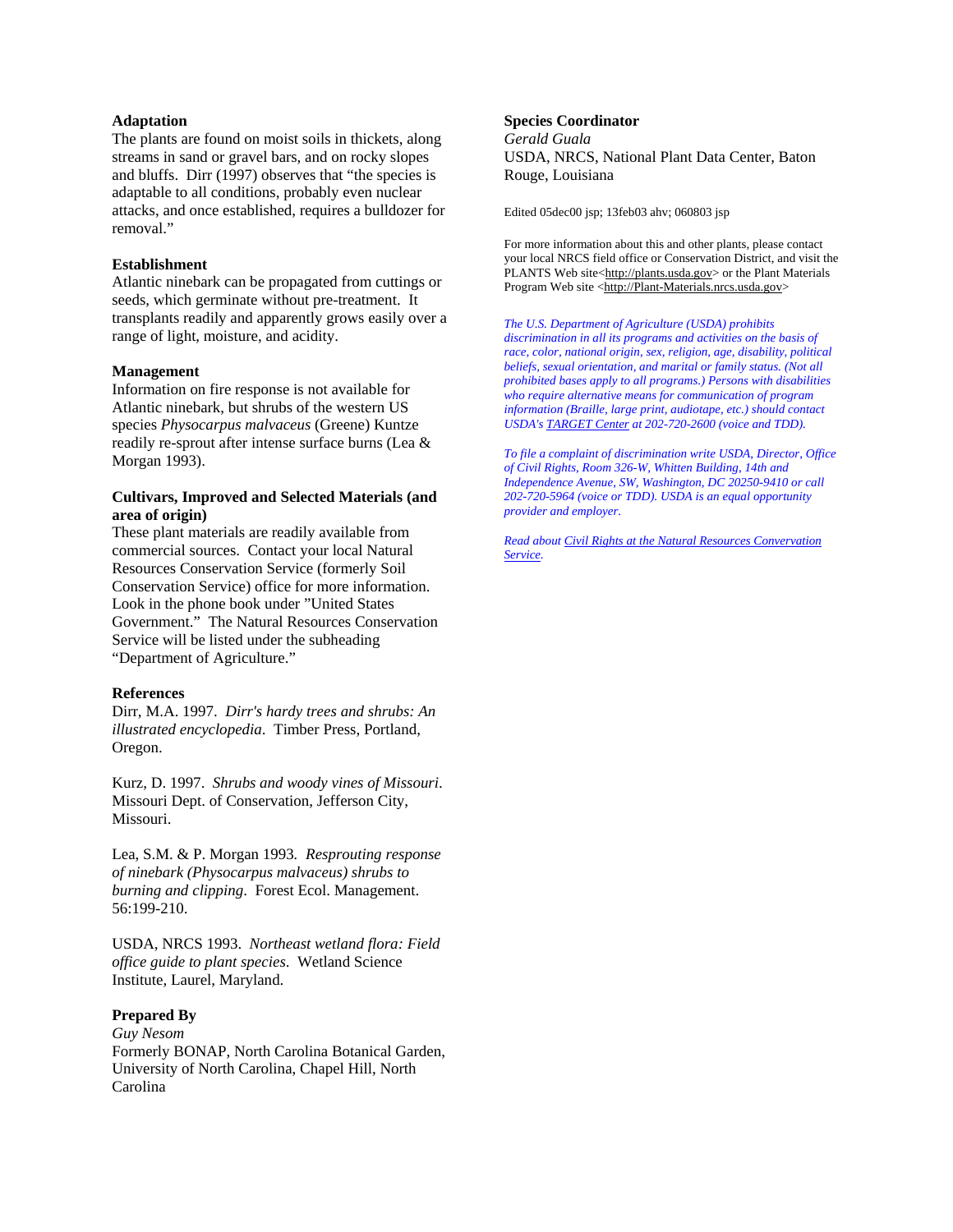## Adaptation

The plants are found on moist soils in thickets, along streams in sand or gravel bars, and on rocky slopes and bluffs. Dirr (1997) observes that "the species is adaptable to all conditions, probably even nuclear attacks, and once established, requires a bulldozer for removal."

## Establishment

Atlantic ninebark can be propagated from cuttings or seeds, which germinate without pre-treatment. It transplants readily and apparently grows easily over a range of light, moisture, and acidity.

## Management

Information on fire response is not available for Atlantic ninebark, but shrubs of the western US species *Physocarpus malvaceus* (Greene) Kuntze readily re-sprout after intense surface burns (Lea & Morgan 1993).

## Cultivars, Improved and Selected Materials (and area of origin)

These plant materials are readily available from commercial sources. Contact your local Natural Resources Conservation Service (formerly Soil Conservation Service) office for more information. Look in the phone book under "United States Government." The Natural Resources Conservation Service will be listed under the subheading "Department of Agriculture."

## References

Dirr, M.A. 1997. *Dirr's hardy trees and shrubs: An illustrated encyclopedia*. Timber Press, Portland, Oregon.

Kurz, D. 1997. *Shrubs and woody vines of Missouri*. Missouri Dept. of Conservation, Jefferson City, Missouri.

Lea, S.M. & P. Morgan 1993. *Resprouting response of ninebark (Physocarpus malvaceus) shrubs to burning and clipping*. Forest Ecol. Management. 56:199-210.

USDA, NRCS 1993. *Northeast wetland flora: Field office guide to plant species*. Wetland Science Institute, Laurel, Maryland.

## Prepared By

*Guy Nesom*
Formerly BONAP, North Carolina Botanical Garden, University of North Carolina, Chapel Hill, North Carolina

## Species Coordinator

*Gerald Guala*
USDA, NRCS, National Plant Data Center, Baton Rouge, Louisiana

Edited 05dec00 jsp; 13feb03 ahv; 060803 jsp

For more information about this and other plants, please contact your local NRCS field office or Conservation District, and visit the PLANTS Web site<http://plants.usda.gov> or the Plant Materials Program Web site <http://Plant-Materials.nrcs.usda.gov>

*The U.S. Department of Agriculture (USDA) prohibits discrimination in all its programs and activities on the basis of race, color, national origin, sex, religion, age, disability, political beliefs, sexual orientation, and marital or family status. (Not all prohibited bases apply to all programs.) Persons with disabilities who require alternative means for communication of program information (Braille, large print, audiotape, etc.) should contact USDA's TARGET Center at 202-720-2600 (voice and TDD).*

*To file a complaint of discrimination write USDA, Director, Office of Civil Rights, Room 326-W, Whitten Building, 14th and Independence Avenue, SW, Washington, DC 20250-9410 or call 202-720-5964 (voice or TDD). USDA is an equal opportunity provider and employer.*

*Read about Civil Rights at the Natural Resources Convervation Service.*